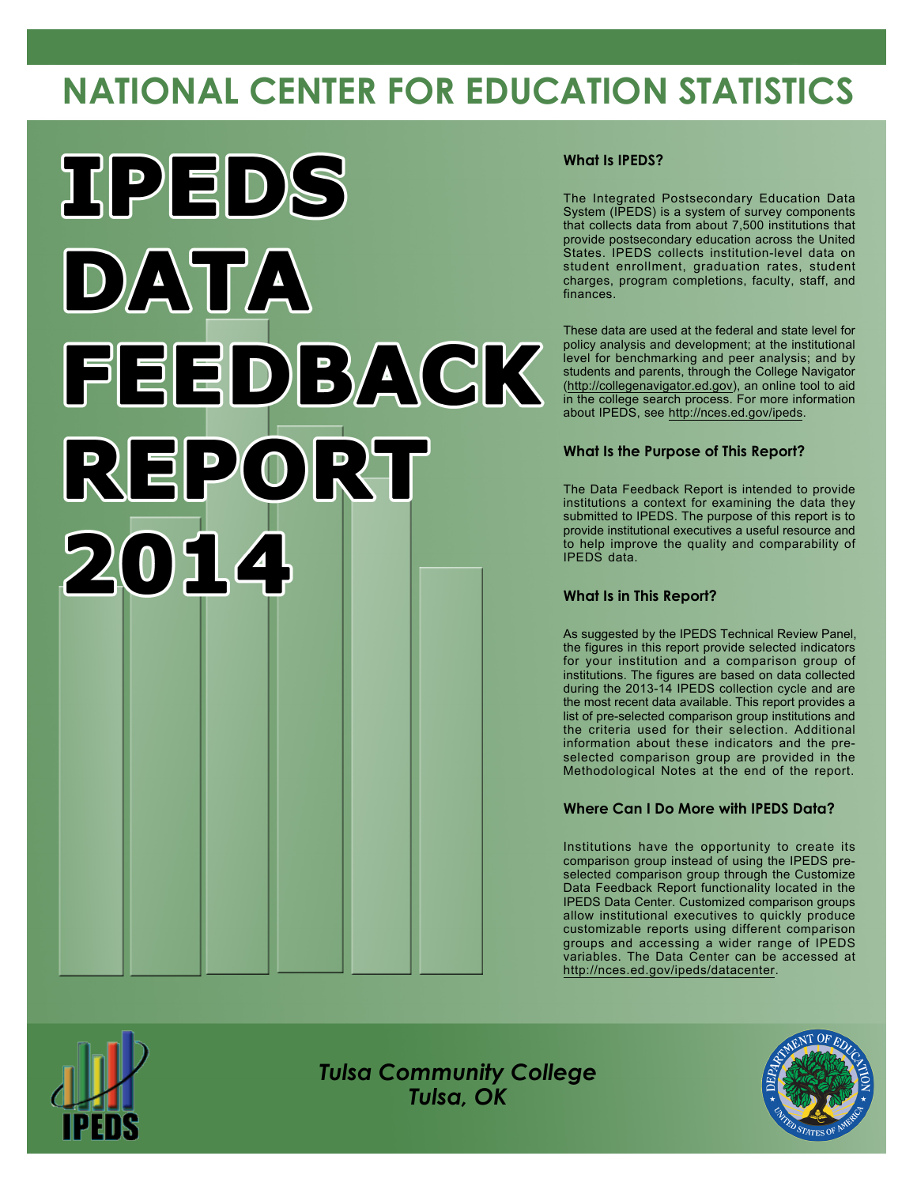# NATIONAL CENTER FOR EDUCATION STATISTICS

# IPEDS DATA FEEDBACK REPORT 2014

### What Is IPEDS?

The Integrated Postsecondary Education Data System (IPEDS) is a system of survey components that collects data from about 7,500 institutions that provide postsecondary education across the United States. IPEDS collects institution-level data on student enrollment, graduation rates, student charges, program completions, faculty, staff, and finances.

These data are used at the federal and state level for policy analysis and development; at the institutional level for benchmarking and peer analysis; and by students and parents, through the College Navigator (http://collegenavigator.ed.gov), an online tool to aid in the college search process. For more information about IPEDS, see http://nces.ed.gov/ipeds.

### What Is the Purpose of This Report?

The Data Feedback Report is intended to provide institutions a context for examining the data they submitted to IPEDS. The purpose of this report is to provide institutional executives a useful resource and to help improve the quality and comparability of IPEDS data.

### What Is in This Report?

As suggested by the IPEDS Technical Review Panel, the figures in this report provide selected indicators for your institution and a comparison group of institutions. The figures are based on data collected during the 2013-14 IPEDS collection cycle and are the most recent data available. This report provides a list of pre-selected comparison group institutions and the criteria used for their selection. Additional information about these indicators and the pre-selected comparison group are provided in the Methodological Notes at the end of the report.

### Where Can I Do More with IPEDS Data?

Institutions have the opportunity to create its comparison group instead of using the IPEDS pre-selected comparison group through the Customize Data Feedback Report functionality located in the IPEDS Data Center. Customized comparison groups allow institutional executives to quickly produce customizable reports using different comparison groups and accessing a wider range of IPEDS variables. The Data Center can be accessed at http://nces.ed.gov/ipeds/datacenter.

*Tulsa Community College*
*Tulsa, OK*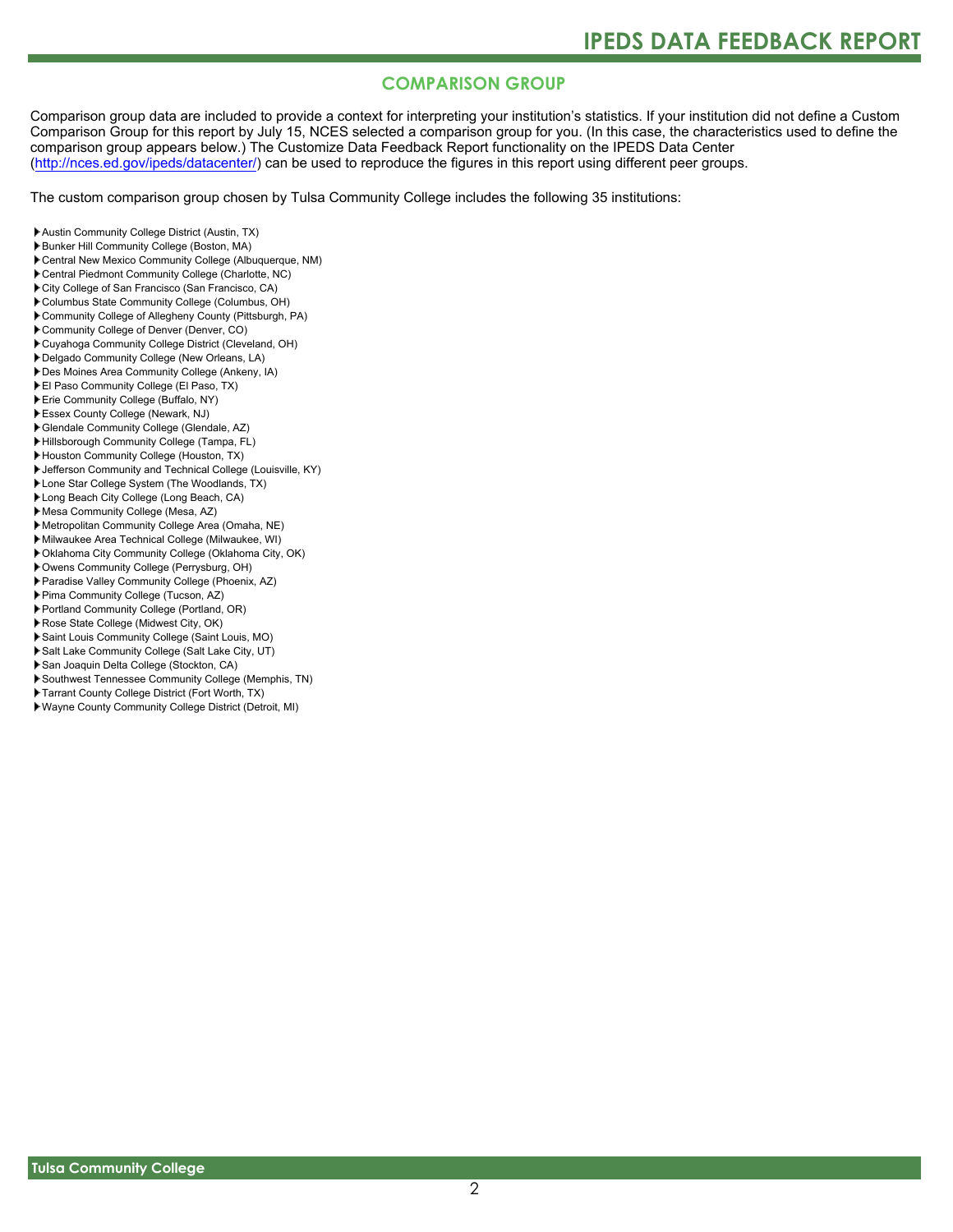## COMPARISON GROUP

Comparison group data are included to provide a context for interpreting your institution's statistics. If your institution did not define a Custom Comparison Group for this report by July 15, NCES selected a comparison group for you. (In this case, the characteristics used to define the comparison group appears below.) The Customize Data Feedback Report functionality on the IPEDS Data Center (http://nces.ed.gov/ipeds/datacenter/) can be used to reproduce the figures in this report using different peer groups.

The custom comparison group chosen by Tulsa Community College includes the following 35 institutions:

- Austin Community College District (Austin, TX)
- Bunker Hill Community College (Boston, MA)
- Central New Mexico Community College (Albuquerque, NM)
- Central Piedmont Community College (Charlotte, NC)
- City College of San Francisco (San Francisco, CA)
- Columbus State Community College (Columbus, OH)
- Community College of Allegheny County (Pittsburgh, PA)
- Community College of Denver (Denver, CO)
- Cuyahoga Community College District (Cleveland, OH)
- Delgado Community College (New Orleans, LA)
- Des Moines Area Community College (Ankeny, IA)
- El Paso Community College (El Paso, TX)
- Erie Community College (Buffalo, NY)
- Essex County College (Newark, NJ)
- Glendale Community College (Glendale, AZ)
- Hillsborough Community College (Tampa, FL)
- Houston Community College (Houston, TX)
- Jefferson Community and Technical College (Louisville, KY)
- Lone Star College System (The Woodlands, TX)
- Long Beach City College (Long Beach, CA)
- Mesa Community College (Mesa, AZ)
- Metropolitan Community College Area (Omaha, NE)
- Milwaukee Area Technical College (Milwaukee, WI)
- Oklahoma City Community College (Oklahoma City, OK)
- Owens Community College (Perrysburg, OH)
- Paradise Valley Community College (Phoenix, AZ)
- Pima Community College (Tucson, AZ)
- Portland Community College (Portland, OR)
- Rose State College (Midwest City, OK)
- Saint Louis Community College (Saint Louis, MO)
- Salt Lake Community College (Salt Lake City, UT)
- San Joaquin Delta College (Stockton, CA)
- Southwest Tennessee Community College (Memphis, TN)
- Tarrant County College District (Fort Worth, TX)
- Wayne County Community College District (Detroit, MI)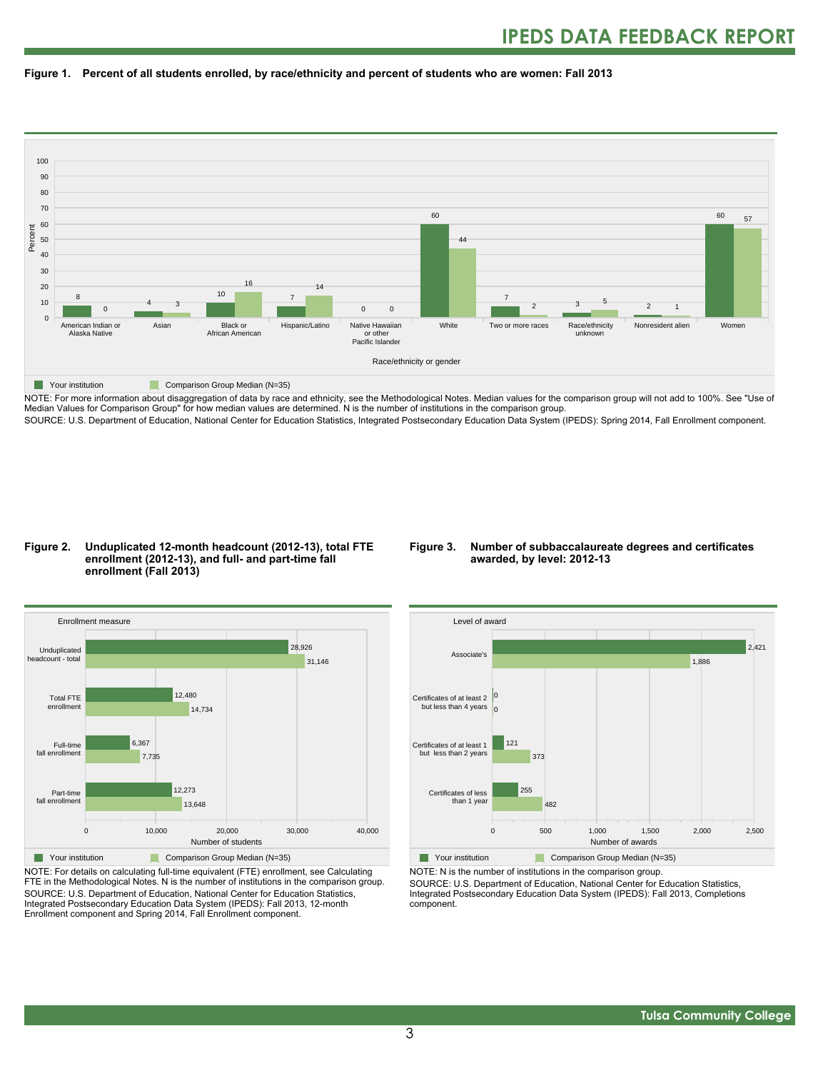## Figure 1. Percent of all students enrolled, by race/ethnicity and percent of students who are women: Fall 2013

| Race/ethnicity or gender | Your institution | Comparison Group Median (N=35) |
|---|---|---|
| American Indian or Alaska Native | 8 | 0 |
| Asian | 4 | 3 |
| Black or African American | 10 | 16 |
| Hispanic/Latino | 7 | 14 |
| Native Hawaiian or other Pacific Islander | 0 | 0 |
| White | 60 | 44 |
| Two or more races | 7 | 2 |
| Race/ethnicity unknown | 3 | 5 |
| Nonresident alien | 2 | 1 |
| Women | 60 | 57 |

NOTE: For more information about disaggregation of data by race and ethnicity, see the Methodological Notes. Median values for the comparison group will not add to 100%. See "Use of Median Values for Comparison Group" for how median values are determined. N is the number of institutions in the comparison group.

SOURCE: U.S. Department of Education, National Center for Education Statistics, Integrated Postsecondary Education Data System (IPEDS): Spring 2014, Fall Enrollment component.

## Figure 2. Unduplicated 12-month headcount (2012-13), total FTE enrollment (2012-13), and full- and part-time fall enrollment (Fall 2013)

| Enrollment measure | Your institution | Comparison Group Median (N=35) |
|---|---|---|
| Unduplicated headcount - total | 28,926 | 31,146 |
| Total FTE enrollment | 12,480 | 14,734 |
| Full-time fall enrollment | 6,367 | 7,735 |
| Part-time fall enrollment | 12,273 | 13,648 |

NOTE: For details on calculating full-time equivalent (FTE) enrollment, see Calculating FTE in the Methodological Notes. N is the number of institutions in the comparison group.

SOURCE: U.S. Department of Education, National Center for Education Statistics, Integrated Postsecondary Education Data System (IPEDS): Fall 2013, 12-month Enrollment component and Spring 2014, Fall Enrollment component.

## Figure 3. Number of subbaccalaureate degrees and certificates awarded, by level: 2012-13

| Level of award | Your institution | Comparison Group Median (N=35) |
|---|---|---|
| Associate's | 2,421 | 1,886 |
| Certificates of at least 2 but less than 4 years | 0 | 0 |
| Certificates of at least 1 but less than 2 years | 121 | 373 |
| Certificates of less than 1 year | 255 | 482 |

NOTE: N is the number of institutions in the comparison group.

SOURCE: U.S. Department of Education, National Center for Education Statistics, Integrated Postsecondary Education Data System (IPEDS): Fall 2013, Completions component.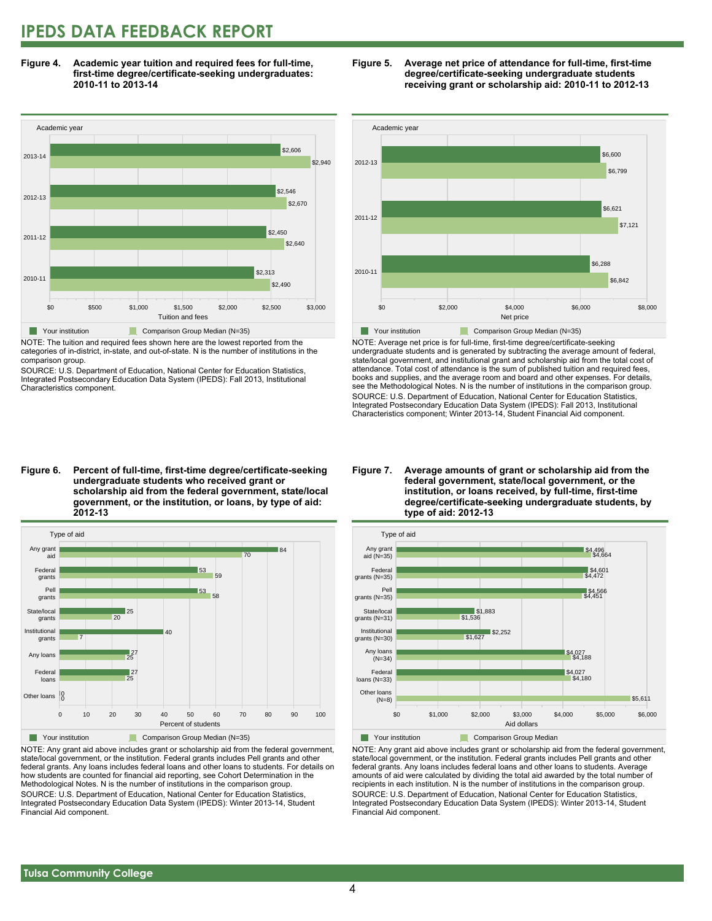**Figure 4. Academic year tuition and required fees for full-time, first-time degree/certificate-seeking undergraduates: 2010-11 to 2013-14**

| Academic year | Your institution | Comparison Group Median (N=35) |
|---|---|---|
| 2013-14 | $2,606 | $2,940 |
| 2012-13 | $2,546 | $2,670 |
| 2011-12 | $2,450 | $2,640 |
| 2010-11 | $2,313 | $2,490 |

NOTE: The tuition and required fees shown here are the lowest reported from the categories of in-district, in-state, and out-of-state. N is the number of institutions in the comparison group.

SOURCE: U.S. Department of Education, National Center for Education Statistics, Integrated Postsecondary Education Data System (IPEDS): Fall 2013, Institutional Characteristics component.

**Figure 5. Average net price of attendance for full-time, first-time degree/certificate-seeking undergraduate students receiving grant or scholarship aid: 2010-11 to 2012-13**

| Academic year | Your institution | Comparison Group Median (N=35) |
|---|---|---|
| 2012-13 | $6,600 | $6,799 |
| 2011-12 | $6,621 | $7,121 |
| 2010-11 | $6,288 | $6,842 |

NOTE: Average net price is for full-time, first-time degree/certificate-seeking undergraduate students and is generated by subtracting the average amount of federal, state/local government, and institutional grant and scholarship aid from the total cost of attendance. Total cost of attendance is the sum of published tuition and required fees, books and supplies, and the average room and board and other expenses. For details, see the Methodological Notes. N is the number of institutions in the comparison group.

SOURCE: U.S. Department of Education, National Center for Education Statistics, Integrated Postsecondary Education Data System (IPEDS): Fall 2013, Institutional Characteristics component; Winter 2013-14, Student Financial Aid component.

**Figure 6. Percent of full-time, first-time degree/certificate-seeking undergraduate students who received grant or scholarship aid from the federal government, state/local government, or the institution, or loans, by type of aid: 2012-13**

| Type of aid | Your institution | Comparison Group Median (N=35) |
|---|---|---|
| Any grant aid | 84 | 70 |
| Federal grants | 53 | 59 |
| Pell grants | 53 | 58 |
| State/local grants | 25 | 20 |
| Institutional grants | 40 | 7 |
| Any loans | 27 | 25 |
| Federal loans | 27 | 25 |
| Other loans | 0 | 0 |

NOTE: Any grant aid above includes grant or scholarship aid from the federal government, state/local government, or the institution. Federal grants includes Pell grants and other federal grants. Any loans includes federal loans and other loans to students. For details on how students are counted for financial aid reporting, see Cohort Determination in the Methodological Notes. N is the number of institutions in the comparison group.

SOURCE: U.S. Department of Education, National Center for Education Statistics, Integrated Postsecondary Education Data System (IPEDS): Winter 2013-14, Student Financial Aid component.

**Figure 7. Average amounts of grant or scholarship aid from the federal government, state/local government, or the institution, or loans received, by full-time, first-time degree/certificate-seeking undergraduate students, by type of aid: 2012-13**

| Type of aid | Your institution | Comparison Group Median |
|---|---|---|
| Any grant aid (N=35) | $4,496 | $4,664 |
| Federal grants (N=35) | $4,601 | $4,472 |
| Pell grants (N=35) | $4,566 | $4,451 |
| State/local grants (N=31) | $1,883 | $1,536 |
| Institutional grants (N=30) | $2,252 | $1,627 |
| Any loans (N=34) | $4,027 | $4,188 |
| Federal loans (N=33) | $4,027 | $4,180 |
| Other loans (N=8) | | $5,611 |

NOTE: Any grant aid above includes grant or scholarship aid from the federal government, state/local government, or the institution. Federal grants includes Pell grants and other federal grants. Any loans includes federal loans and other loans to students. Average amounts of aid were calculated by dividing the total aid awarded by the total number of recipients in each institution. N is the number of institutions in the comparison group.

SOURCE: U.S. Department of Education, National Center for Education Statistics, Integrated Postsecondary Education Data System (IPEDS): Winter 2013-14, Student Financial Aid component.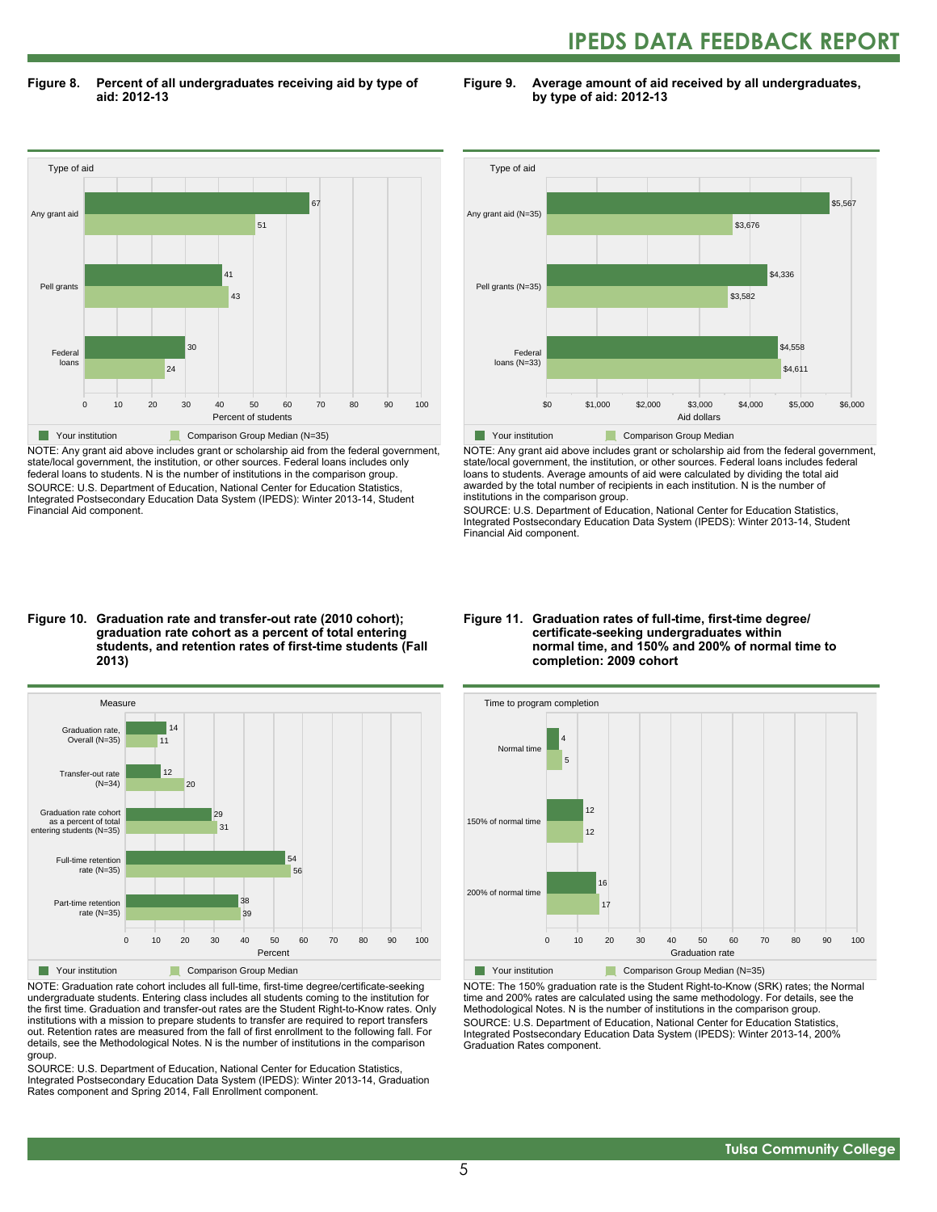**Figure 8. Percent of all undergraduates receiving aid by type of aid: 2012-13**

| Type of aid | Your institution | Comparison Group Median (N=35) |
|---|---|---|
| Any grant aid | 67 | 51 |
| Pell grants | 41 | 43 |
| Federal loans | 30 | 24 |

Percent of students

NOTE: Any grant aid above includes grant or scholarship aid from the federal government, state/local government, the institution, or other sources. Federal loans includes only federal loans to students. N is the number of institutions in the comparison group.
SOURCE: U.S. Department of Education, National Center for Education Statistics, Integrated Postsecondary Education Data System (IPEDS): Winter 2013-14, Student Financial Aid component.

**Figure 9. Average amount of aid received by all undergraduates, by type of aid: 2012-13**

| Type of aid | Your institution | Comparison Group Median |
|---|---|---|
| Any grant aid (N=35) | $5,567 | $3,676 |
| Pell grants (N=35) | $4,336 | $3,582 |
| Federal loans (N=33) | $4,558 | $4,611 |

Aid dollars

NOTE: Any grant aid above includes grant or scholarship aid from the federal government, state/local government, the institution, or other sources. Federal loans includes federal loans to students. Average amounts of aid were calculated by dividing the total aid awarded by the total number of recipients in each institution. N is the number of institutions in the comparison group.
SOURCE: U.S. Department of Education, National Center for Education Statistics, Integrated Postsecondary Education Data System (IPEDS): Winter 2013-14, Student Financial Aid component.

**Figure 10. Graduation rate and transfer-out rate (2010 cohort); graduation rate cohort as a percent of total entering students, and retention rates of first-time students (Fall 2013)**

| Measure | Your institution | Comparison Group Median |
|---|---|---|
| Graduation rate, Overall (N=35) | 14 | 11 |
| Transfer-out rate (N=34) | 12 | 20 |
| Graduation rate cohort as a percent of total entering students (N=35) | 29 | 31 |
| Full-time retention rate (N=35) | 54 | 56 |
| Part-time retention rate (N=35) | 38 | 39 |

Percent

NOTE: Graduation rate cohort includes all full-time, first-time degree/certificate-seeking undergraduate students. Entering class includes all students coming to the institution for the first time. Graduation and transfer-out rates are the Student Right-to-Know rates. Only institutions with a mission to prepare students to transfer are required to report transfers out. Retention rates are measured from the fall of first enrollment to the following fall. For details, see the Methodological Notes. N is the number of institutions in the comparison group.
SOURCE: U.S. Department of Education, National Center for Education Statistics, Integrated Postsecondary Education Data System (IPEDS): Winter 2013-14, Graduation Rates component and Spring 2014, Fall Enrollment component.

**Figure 11. Graduation rates of full-time, first-time degree/certificate-seeking undergraduates within normal time, and 150% and 200% of normal time to completion: 2009 cohort**

| Time to program completion | Your institution | Comparison Group Median (N=35) |
|---|---|---|
| Normal time | 4 | 5 |
| 150% of normal time | 12 | 12 |
| 200% of normal time | 16 | 17 |

Graduation rate

NOTE: The 150% graduation rate is the Student Right-to-Know (SRK) rates; the Normal time and 200% rates are calculated using the same methodology. For details, see the Methodological Notes. N is the number of institutions in the comparison group.
SOURCE: U.S. Department of Education, National Center for Education Statistics, Integrated Postsecondary Education Data System (IPEDS): Winter 2013-14, 200% Graduation Rates component.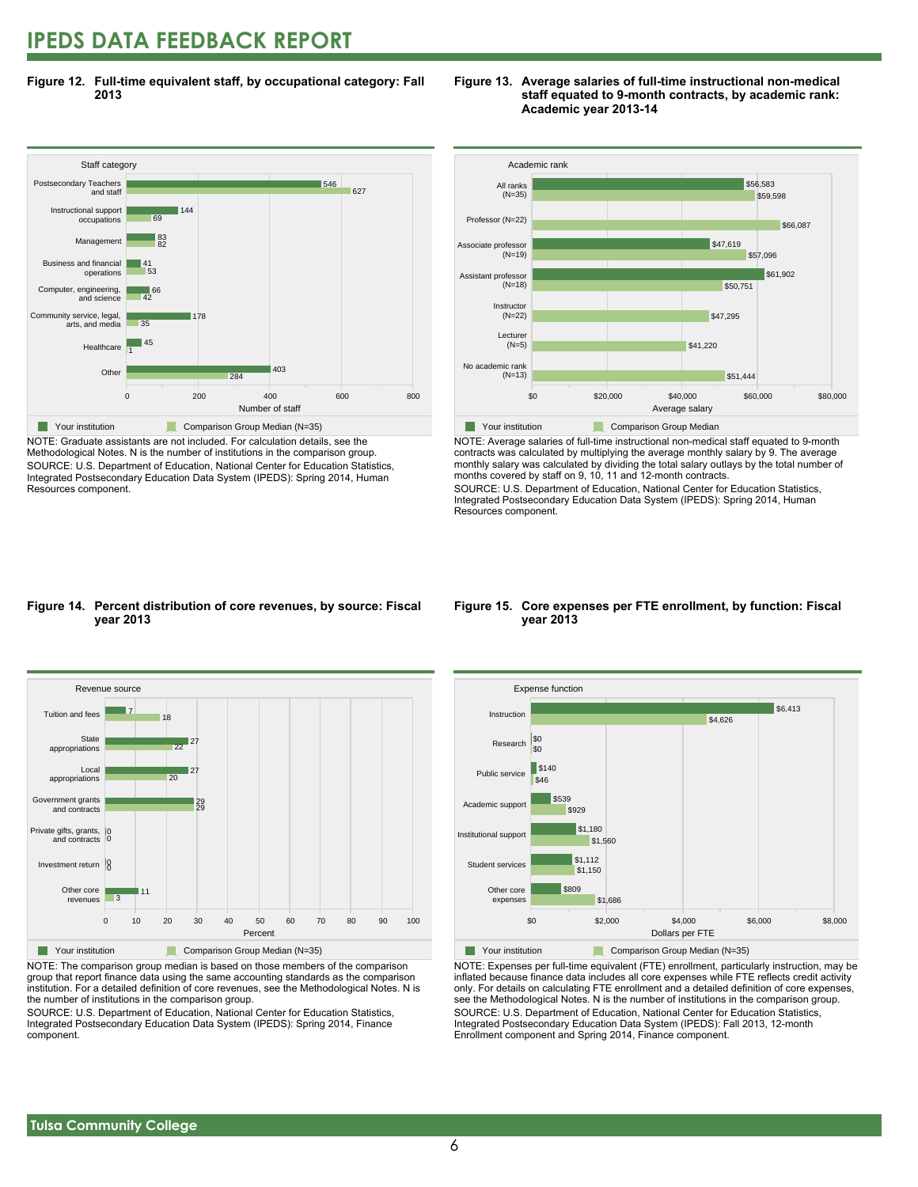## Figure 12. Full-time equivalent staff, by occupational category: Fall 2013

| Staff category | Your institution | Comparison Group Median (N=35) |
|---|---|---|
| Postsecondary Teachers and staff | 546 | 627 |
| Instructional support occupations | 144 | 69 |
| Management | 83 | 82 |
| Business and financial operations | 41 | 53 |
| Computer, engineering, and science | 66 | 42 |
| Community service, legal, arts, and media | 178 | 35 |
| Healthcare | 45 | 1 |
| Other | 403 | 284 |

NOTE: Graduate assistants are not included. For calculation details, see the Methodological Notes. N is the number of institutions in the comparison group.
SOURCE: U.S. Department of Education, National Center for Education Statistics, Integrated Postsecondary Education Data System (IPEDS): Spring 2014, Human Resources component.

## Figure 13. Average salaries of full-time instructional non-medical staff equated to 9-month contracts, by academic rank: Academic year 2013-14

| Academic rank | Your institution | Comparison Group Median |
|---|---|---|
| All ranks (N=35) | $56,583 | $59,598 |
| Professor (N=22) | | $66,087 |
| Associate professor (N=19) | $47,619 | $57,096 |
| Assistant professor (N=18) | $61,902 | $50,751 |
| Instructor (N=22) | | $47,295 |
| Lecturer (N=5) | | $41,220 |
| No academic rank (N=13) | | $51,444 |

NOTE: Average salaries of full-time instructional non-medical staff equated to 9-month contracts was calculated by multiplying the average monthly salary by 9. The average monthly salary was calculated by dividing the total salary outlays by the total number of months covered by staff on 9, 10, 11 and 12-month contracts.
SOURCE: U.S. Department of Education, National Center for Education Statistics, Integrated Postsecondary Education Data System (IPEDS): Spring 2014, Human Resources component.

## Figure 14. Percent distribution of core revenues, by source: Fiscal year 2013

| Revenue source | Your institution | Comparison Group Median (N=35) |
|---|---|---|
| Tuition and fees | 7 | 18 |
| State appropriations | 27 | 22 |
| Local appropriations | 27 | 20 |
| Government grants and contracts | 29 | 29 |
| Private gifts, grants, and contracts | 0 | 0 |
| Investment return | 0 | 0 |
| Other core revenues | 11 | 3 |

NOTE: The comparison group median is based on those members of the comparison group that report finance data using the same accounting standards as the comparison institution. For a detailed definition of core revenues, see the Methodological Notes. N is the number of institutions in the comparison group.
SOURCE: U.S. Department of Education, National Center for Education Statistics, Integrated Postsecondary Education Data System (IPEDS): Spring 2014, Finance component.

## Figure 15. Core expenses per FTE enrollment, by function: Fiscal year 2013

| Expense function | Your institution | Comparison Group Median (N=35) |
|---|---|---|
| Instruction | $6,413 | $4,626 |
| Research | $0 | $0 |
| Public service | $140 | $46 |
| Academic support | $539 | $929 |
| Institutional support | $1,180 | $1,560 |
| Student services | $1,112 | $1,150 |
| Other core expenses | $809 | $1,686 |

NOTE: Expenses per full-time equivalent (FTE) enrollment, particularly instruction, may be inflated because finance data includes all core expenses while FTE reflects credit activity only. For details on calculating FTE enrollment and a detailed definition of core expenses, see the Methodological Notes. N is the number of institutions in the comparison group.
SOURCE: U.S. Department of Education, National Center for Education Statistics, Integrated Postsecondary Education Data System (IPEDS): Fall 2013, 12-month Enrollment component and Spring 2014, Finance component.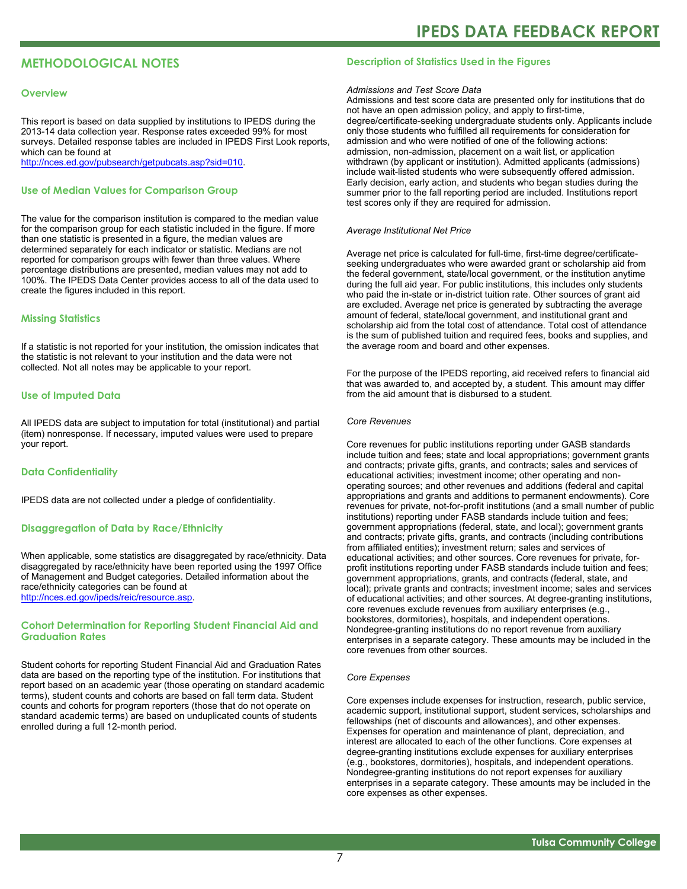## METHODOLOGICAL NOTES

### Overview

This report is based on data supplied by institutions to IPEDS during the 2013-14 data collection year. Response rates exceeded 99% for most surveys. Detailed response tables are included in IPEDS First Look reports, which can be found at http://nces.ed.gov/pubsearch/getpubcats.asp?sid=010.

### Use of Median Values for Comparison Group

The value for the comparison institution is compared to the median value for the comparison group for each statistic included in the figure. If more than one statistic is presented in a figure, the median values are determined separately for each indicator or statistic. Medians are not reported for comparison groups with fewer than three values. Where percentage distributions are presented, median values may not add to 100%. The IPEDS Data Center provides access to all of the data used to create the figures included in this report.

### Missing Statistics

If a statistic is not reported for your institution, the omission indicates that the statistic is not relevant to your institution and the data were not collected. Not all notes may be applicable to your report.

### Use of Imputed Data

All IPEDS data are subject to imputation for total (institutional) and partial (item) nonresponse. If necessary, imputed values were used to prepare your report.

### Data Confidentiality

IPEDS data are not collected under a pledge of confidentiality.

### Disaggregation of Data by Race/Ethnicity

When applicable, some statistics are disaggregated by race/ethnicity. Data disaggregated by race/ethnicity have been reported using the 1997 Office of Management and Budget categories. Detailed information about the race/ethnicity categories can be found at http://nces.ed.gov/ipeds/reic/resource.asp.

### Cohort Determination for Reporting Student Financial Aid and Graduation Rates

Student cohorts for reporting Student Financial Aid and Graduation Rates data are based on the reporting type of the institution. For institutions that report based on an academic year (those operating on standard academic terms), student counts and cohorts are based on fall term data. Student counts and cohorts for program reporters (those that do not operate on standard academic terms) are based on unduplicated counts of students enrolled during a full 12-month period.

### Description of Statistics Used in the Figures

*Admissions and Test Score Data*

Admissions and test score data are presented only for institutions that do not have an open admission policy, and apply to first-time, degree/certificate-seeking undergraduate students only. Applicants include only those students who fulfilled all requirements for consideration for admission and who were notified of one of the following actions: admission, non-admission, placement on a wait list, or application withdrawn (by applicant or institution). Admitted applicants (admissions) include wait-listed students who were subsequently offered admission. Early decision, early action, and students who began studies during the summer prior to the fall reporting period are included. Institutions report test scores only if they are required for admission.

*Average Institutional Net Price*

Average net price is calculated for full-time, first-time degree/certificate-seeking undergraduates who were awarded grant or scholarship aid from the federal government, state/local government, or the institution anytime during the full aid year. For public institutions, this includes only students who paid the in-state or in-district tuition rate. Other sources of grant aid are excluded. Average net price is generated by subtracting the average amount of federal, state/local government, and institutional grant and scholarship aid from the total cost of attendance. Total cost of attendance is the sum of published tuition and required fees, books and supplies, and the average room and board and other expenses.

For the purpose of the IPEDS reporting, aid received refers to financial aid that was awarded to, and accepted by, a student. This amount may differ from the aid amount that is disbursed to a student.

*Core Revenues*

Core revenues for public institutions reporting under GASB standards include tuition and fees; state and local appropriations; government grants and contracts; private gifts, grants, and contracts; sales and services of educational activities; investment income; other operating and non-operating sources; and other revenues and additions (federal and capital appropriations and grants and additions to permanent endowments). Core revenues for private, not-for-profit institutions (and a small number of public institutions) reporting under FASB standards include tuition and fees; government appropriations (federal, state, and local); government grants and contracts; private gifts, grants, and contracts (including contributions from affiliated entities); investment return; sales and services of educational activities; and other sources. Core revenues for private, for-profit institutions reporting under FASB standards include tuition and fees; government appropriations, grants, and contracts (federal, state, and local); private grants and contracts; investment income; sales and services of educational activities; and other sources. At degree-granting institutions, core revenues exclude revenues from auxiliary enterprises (e.g., bookstores, dormitories), hospitals, and independent operations. Nondegree-granting institutions do no report revenue from auxiliary enterprises in a separate category. These amounts may be included in the core revenues from other sources.

*Core Expenses*

Core expenses include expenses for instruction, research, public service, academic support, institutional support, student services, scholarships and fellowships (net of discounts and allowances), and other expenses. Expenses for operation and maintenance of plant, depreciation, and interest are allocated to each of the other functions. Core expenses at degree-granting institutions exclude expenses for auxiliary enterprises (e.g., bookstores, dormitories), hospitals, and independent operations. Nondegree-granting institutions do not report expenses for auxiliary enterprises in a separate category. These amounts may be included in the core expenses as other expenses.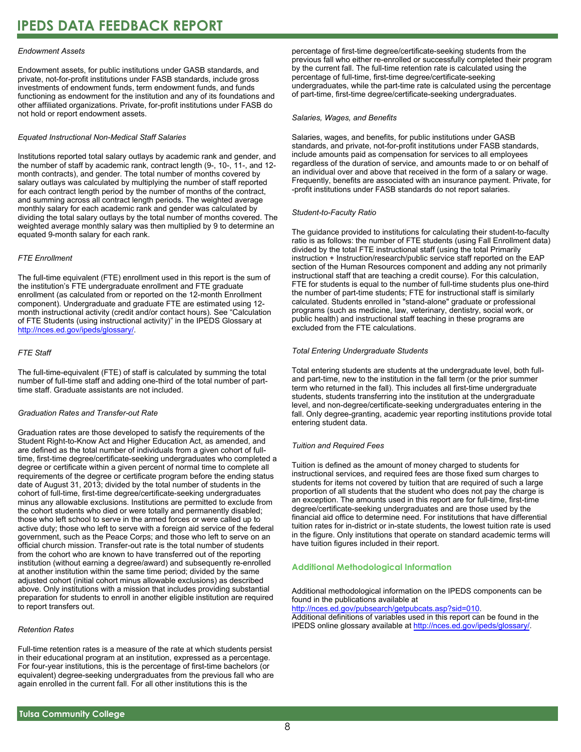*Endowment Assets*

Endowment assets, for public institutions under GASB standards, and private, not-for-profit institutions under FASB standards, include gross investments of endowment funds, term endowment funds, and funds functioning as endowment for the institution and any of its foundations and other affiliated organizations. Private, for-profit institutions under FASB do not hold or report endowment assets.

*Equated Instructional Non-Medical Staff Salaries*

Institutions reported total salary outlays by academic rank and gender, and the number of staff by academic rank, contract length (9-, 10-, 11-, and 12-month contracts), and gender. The total number of months covered by salary outlays was calculated by multiplying the number of staff reported for each contract length period by the number of months of the contract, and summing across all contract length periods. The weighted average monthly salary for each academic rank and gender was calculated by dividing the total salary outlays by the total number of months covered. The weighted average monthly salary was then multiplied by 9 to determine an equated 9-month salary for each rank.

*FTE Enrollment*

The full-time equivalent (FTE) enrollment used in this report is the sum of the institution's FTE undergraduate enrollment and FTE graduate enrollment (as calculated from or reported on the 12-month Enrollment component). Undergraduate and graduate FTE are estimated using 12-month instructional activity (credit and/or contact hours). See "Calculation of FTE Students (using instructional activity)" in the IPEDS Glossary at http://nces.ed.gov/ipeds/glossary/.

*FTE Staff*

The full-time-equivalent (FTE) of staff is calculated by summing the total number of full-time staff and adding one-third of the total number of part-time staff. Graduate assistants are not included.

*Graduation Rates and Transfer-out Rate*

Graduation rates are those developed to satisfy the requirements of the Student Right-to-Know Act and Higher Education Act, as amended, and are defined as the total number of individuals from a given cohort of full-time, first-time degree/certificate-seeking undergraduates who completed a degree or certificate within a given percent of normal time to complete all requirements of the degree or certificate program before the ending status date of August 31, 2013; divided by the total number of students in the cohort of full-time, first-time degree/certificate-seeking undergraduates minus any allowable exclusions. Institutions are permitted to exclude from the cohort students who died or were totally and permanently disabled; those who left school to serve in the armed forces or were called up to active duty; those who left to serve with a foreign aid service of the federal government, such as the Peace Corps; and those who left to serve on an official church mission. Transfer-out rate is the total number of students from the cohort who are known to have transferred out of the reporting institution (without earning a degree/award) and subsequently re-enrolled at another institution within the same time period; divided by the same adjusted cohort (initial cohort minus allowable exclusions) as described above. Only institutions with a mission that includes providing substantial preparation for students to enroll in another eligible institution are required to report transfers out.

*Retention Rates*

Full-time retention rates is a measure of the rate at which students persist in their educational program at an institution, expressed as a percentage. For four-year institutions, this is the percentage of first-time bachelors (or equivalent) degree-seeking undergraduates from the previous fall who are again enrolled in the current fall. For all other institutions this is the percentage of first-time degree/certificate-seeking students from the previous fall who either re-enrolled or successfully completed their program by the current fall. The full-time retention rate is calculated using the percentage of full-time, first-time degree/certificate-seeking undergraduates, while the part-time rate is calculated using the percentage of part-time, first-time degree/certificate-seeking undergraduates.

*Salaries, Wages, and Benefits*

Salaries, wages, and benefits, for public institutions under GASB standards, and private, not-for-profit institutions under FASB standards, include amounts paid as compensation for services to all employees regardless of the duration of service, and amounts made to or on behalf of an individual over and above that received in the form of a salary or wage. Frequently, benefits are associated with an insurance payment. Private, for-profit institutions under FASB standards do not report salaries.

*Student-to-Faculty Ratio*

The guidance provided to institutions for calculating their student-to-faculty ratio is as follows: the number of FTE students (using Fall Enrollment data) divided by the total FTE instructional staff (using the total Primarily instruction + Instruction/research/public service staff reported on the EAP section of the Human Resources component and adding any not primarily instructional staff that are teaching a credit course). For this calculation, FTE for students is equal to the number of full-time students plus one-third the number of part-time students; FTE for instructional staff is similarly calculated. Students enrolled in "stand-alone" graduate or professional programs (such as medicine, law, veterinary, dentistry, social work, or public health) and instructional staff teaching in these programs are excluded from the FTE calculations.

*Total Entering Undergraduate Students*

Total entering students are students at the undergraduate level, both full- and part-time, new to the institution in the fall term (or the prior summer term who returned in the fall). This includes all first-time undergraduate students, students transferring into the institution at the undergraduate level, and non-degree/certificate-seeking undergraduates entering in the fall. Only degree-granting, academic year reporting institutions provide total entering student data.

*Tuition and Required Fees*

Tuition is defined as the amount of money charged to students for instructional services, and required fees are those fixed sum charges to students for items not covered by tuition that are required of such a large proportion of all students that the student who does not pay the charge is an exception. The amounts used in this report are for full-time, first-time degree/certificate-seeking undergraduates and are those used by the financial aid office to determine need. For institutions that have differential tuition rates for in-district or in-state students, the lowest tuition rate is used in the figure. Only institutions that operate on standard academic terms will have tuition figures included in their report.

## Additional Methodological Information

Additional methodological information on the IPEDS components can be found in the publications available at http://nces.ed.gov/pubsearch/getpubcats.asp?sid=010.
Additional definitions of variables used in this report can be found in the IPEDS online glossary available at http://nces.ed.gov/ipeds/glossary/.